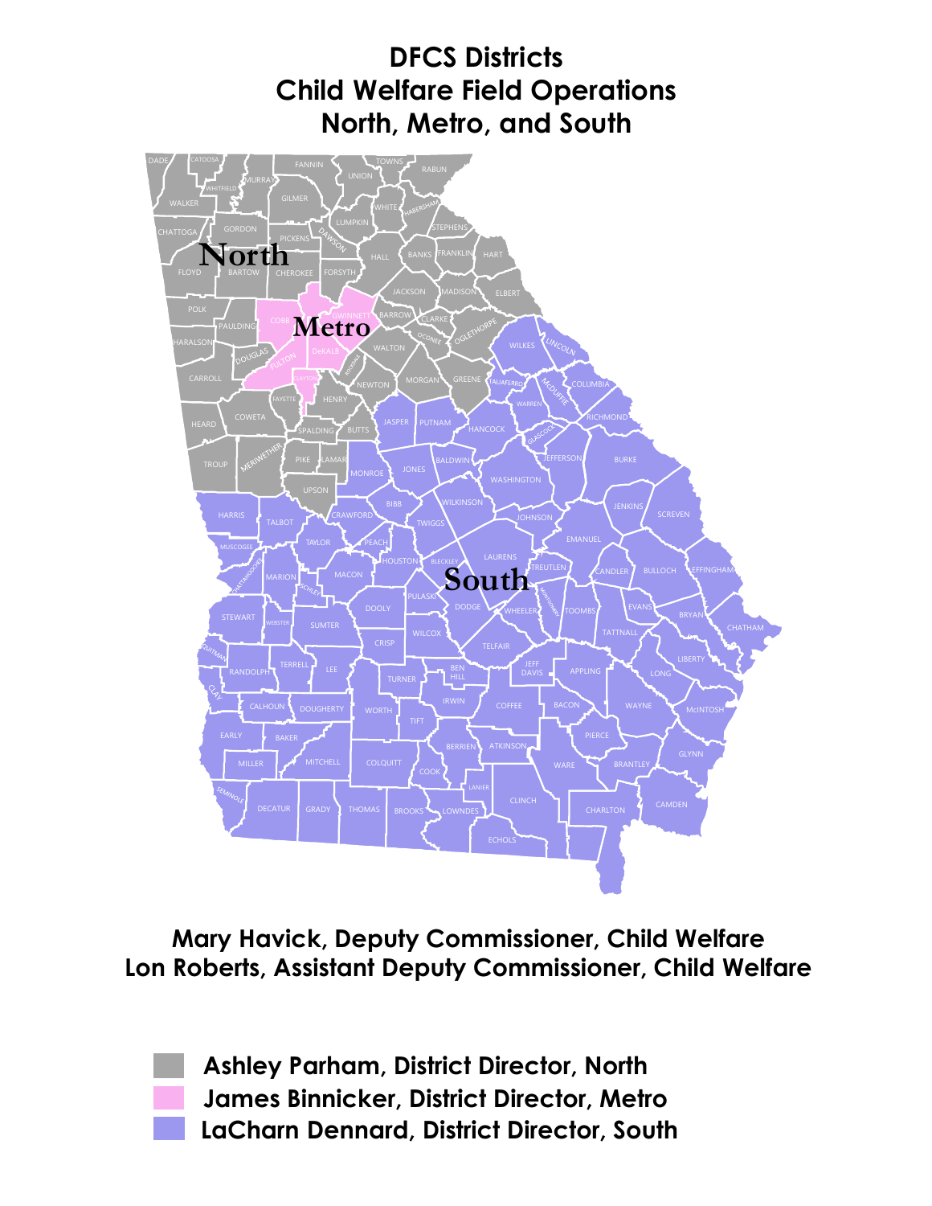# DFCS Districts
## Child Welfare Field Operations
## North, Metro, and South

**Mary Havick, Deputy Commissioner, Child Welfare**
**Lon Roberts, Assistant Deputy Commissioner, Child Welfare**

- Ashley Parham, District Director, North
- James Binnicker, District Director, Metro
- LaCharn Dennard, District Director, South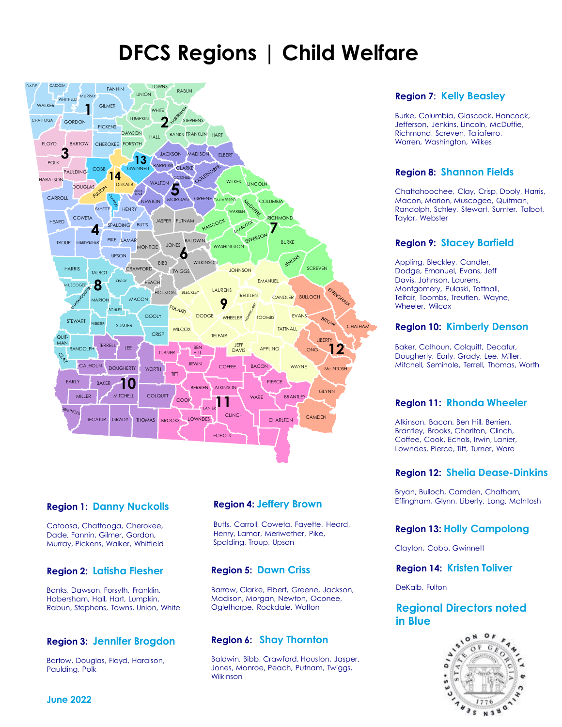# DFCS Regions | Child Welfare

**Region 7:** Kelly Beasley

Burke, Columbia, Glascock, Hancock, Jefferson, Jenkins, Lincoln, McDuffie, Richmond, Screven, Taliaferro, Warren, Washington, Wilkes

**Region 8:** Shannon Fields

Chattahoochee, Clay, Crisp, Dooly, Harris, Macon, Marion, Muscogee, Quitman, Randolph, Schley, Stewart, Sumter, Talbot, Taylor, Webster

**Region 9:** Stacey Barfield

Appling, Bleckley, Candler, Dodge, Emanuel, Evans, Jeff Davis, Johnson, Laurens, Montgomery, Pulaski, Tattnall, Telfair, Toombs, Treutlen, Wayne, Wheeler, Wilcox

**Region 10:** Kimberly Denson

Baker, Calhoun, Colquitt, Decatur, Dougherty, Early, Grady, Lee, Miller, Mitchell, Seminole, Terrell, Thomas, Worth

**Region 11:** Rhonda Wheeler

Atkinson, Bacon, Ben Hill, Berrien, Brantley, Brooks, Charlton, Clinch, Coffee, Cook, Echols, Irwin, Lanier, Lowndes, Pierce, Tift, Turner, Ware

**Region 12:** Shelia Dease-Dinkins

Bryan, Bulloch, Camden, Chatham, Effingham, Glynn, Liberty, Long, McIntosh

**Region 13:** Holly Campolong

Clayton, Cobb, Gwinnett

**Region 14:** Kristen Toliver

DeKalb, Fulton

**Regional Directors noted in Blue**

**Region 1:** Danny Nuckolls

Catoosa, Chattooga, Cherokee, Dade, Fannin, Gilmer, Gordon, Murray, Pickens, Walker, Whitfield

**Region 2:** Latisha Flesher

Banks, Dawson, Forsyth, Franklin, Habersham, Hall, Hart, Lumpkin, Rabun, Stephens, Towns, Union, White

**Region 3:** Jennifer Brogdon

Bartow, Douglas, Floyd, Haralson, Paulding, Polk

**Region 4:** Jeffery Brown

Butts, Carroll, Coweta, Fayette, Heard, Henry, Lamar, Meriwether, Pike, Spalding, Troup, Upson

**Region 5:** Dawn Criss

Barrow, Clarke, Elbert, Greene, Jackson, Madison, Morgan, Newton, Oconee, Oglethorpe, Rockdale, Walton

**Region 6:** Shay Thornton

Baldwin, Bibb, Crawford, Houston, Jasper, Jones, Monroe, Peach, Putnam, Twiggs, Wilkinson

June 2022